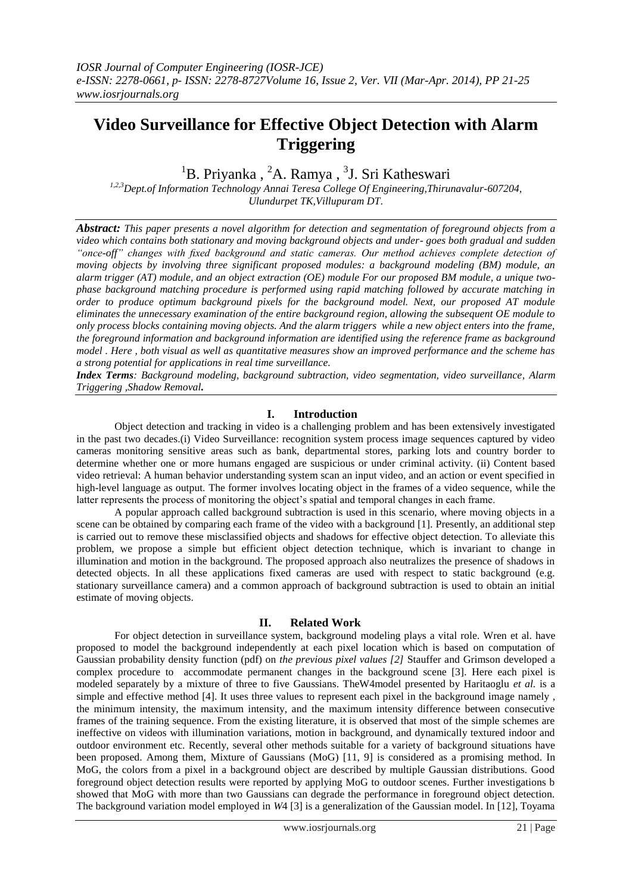# Video Surveillance for Effective Object Detection with Alarm Triggering

[1]B. Priyanka , [2]A. Ramya , [3]J. Sri Katheswari

*[1,2,3]Dept.of Information Technology Annai Teresa College Of Engineering,Thirunavalur-607204, Ulundurpet TK,Villupuram DT.*

***Abstract:*** *This paper presents a novel algorithm for detection and segmentation of foreground objects from a video which contains both stationary and moving background objects and under- goes both gradual and sudden "once-off" changes with fixed background and static cameras. Our method achieves complete detection of moving objects by involving three significant proposed modules: a background modeling (BM) module, an alarm trigger (AT) module, and an object extraction (OE) module For our proposed BM module, a unique two-phase background matching procedure is performed using rapid matching followed by accurate matching in order to produce optimum background pixels for the background model. Next, our proposed AT module eliminates the unnecessary examination of the entire background region, allowing the subsequent OE module to only process blocks containing moving objects. And the alarm triggers while a new object enters into the frame, the foreground information and background information are identified using the reference frame as background model . Here , both visual as well as quantitative measures show an improved performance and the scheme has a strong potential for applications in real time surveillance.*

***Index Terms****: Background modeling, background subtraction, video segmentation, video surveillance, Alarm Triggering ,Shadow Removal****.***

## I. Introduction

Object detection and tracking in video is a challenging problem and has been extensively investigated in the past two decades.(i) Video Surveillance: recognition system process image sequences captured by video cameras monitoring sensitive areas such as bank, departmental stores, parking lots and country border to determine whether one or more humans engaged are suspicious or under criminal activity. (ii) Content based video retrieval: A human behavior understanding system scan an input video, and an action or event specified in high-level language as output. The former involves locating object in the frames of a video sequence, while the latter represents the process of monitoring the object's spatial and temporal changes in each frame.

A popular approach called background subtraction is used in this scenario, where moving objects in a scene can be obtained by comparing each frame of the video with a background [1]. Presently, an additional step is carried out to remove these misclassified objects and shadows for effective object detection. To alleviate this problem, we propose a simple but efficient object detection technique, which is invariant to change in illumination and motion in the background. The proposed approach also neutralizes the presence of shadows in detected objects. In all these applications fixed cameras are used with respect to static background (e.g. stationary surveillance camera) and a common approach of background subtraction is used to obtain an initial estimate of moving objects.

## II. Related Work

For object detection in surveillance system, background modeling plays a vital role. Wren et al. have proposed to model the background independently at each pixel location which is based on computation of Gaussian probability density function (pdf) on *the previous pixel values [2]* Stauffer and Grimson developed a complex procedure to accommodate permanent changes in the background scene [3]. Here each pixel is modeled separately by a mixture of three to five Gaussians. TheW4model presented by Haritaoglu *et al.* is a simple and effective method [4]. It uses three values to represent each pixel in the background image namely , the minimum intensity, the maximum intensity, and the maximum intensity difference between consecutive frames of the training sequence. From the existing literature, it is observed that most of the simple schemes are ineffective on videos with illumination variations, motion in background, and dynamically textured indoor and outdoor environment etc. Recently, several other methods suitable for a variety of background situations have been proposed. Among them, Mixture of Gaussians (MoG) [11, 9] is considered as a promising method. In MoG, the colors from a pixel in a background object are described by multiple Gaussian distributions. Good foreground object detection results were reported by applying MoG to outdoor scenes. Further investigations b showed that MoG with more than two Gaussians can degrade the performance in foreground object detection. The background variation model employed in *W*4 [3] is a generalization of the Gaussian model. In [12], Toyama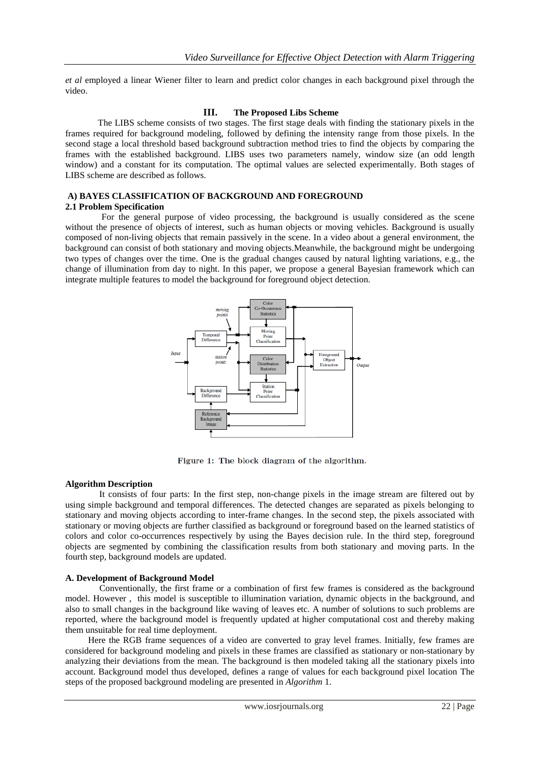*et al* employed a linear Wiener filter to learn and predict color changes in each background pixel through the video.

## III. The Proposed Libs Scheme

The LIBS scheme consists of two stages. The first stage deals with finding the stationary pixels in the frames required for background modeling, followed by defining the intensity range from those pixels. In the second stage a local threshold based background subtraction method tries to find the objects by comparing the frames with the established background. LIBS uses two parameters namely, window size (an odd length window) and a constant for its computation. The optimal values are selected experimentally. Both stages of LIBS scheme are described as follows.

### A) BAYES CLASSIFICATION OF BACKGROUND AND FOREGROUND

#### 2.1 Problem Specification

For the general purpose of video processing, the background is usually considered as the scene without the presence of objects of interest, such as human objects or moving vehicles. Background is usually composed of non-living objects that remain passively in the scene. In a video about a general environment, the background can consist of both stationary and moving objects.Meanwhile, the background might be undergoing two types of changes over the time. One is the gradual changes caused by natural lighting variations, e.g., the change of illumination from day to night. In this paper, we propose a general Bayesian framework which can integrate multiple features to model the background for foreground object detection.

Input
moving points
station points
Temporal Difference
Background Difference
Reference Background Image
Color Co-Occurrence Statistics
Moving Point Classification
Color Distribution Statistics
Station Point Classification
Foreground Object Extraction
Output

Figure 1: The block diagram of the algorithm.

#### Algorithm Description

It consists of four parts: In the first step, non-change pixels in the image stream are filtered out by using simple background and temporal differences. The detected changes are separated as pixels belonging to stationary and moving objects according to inter-frame changes. In the second step, the pixels associated with stationary or moving objects are further classified as background or foreground based on the learned statistics of colors and color co-occurrences respectively by using the Bayes decision rule. In the third step, foreground objects are segmented by combining the classification results from both stationary and moving parts. In the fourth step, background models are updated.

#### A. Development of Background Model

Conventionally, the first frame or a combination of first few frames is considered as the background model. However , this model is susceptible to illumination variation, dynamic objects in the background, and also to small changes in the background like waving of leaves etc. A number of solutions to such problems are reported, where the background model is frequently updated at higher computational cost and thereby making them unsuitable for real time deployment.

Here the RGB frame sequences of a video are converted to gray level frames. Initially, few frames are considered for background modeling and pixels in these frames are classified as stationary or non-stationary by analyzing their deviations from the mean. The background is then modeled taking all the stationary pixels into account. Background model thus developed, defines a range of values for each background pixel location The steps of the proposed background modeling are presented in *Algorithm* 1.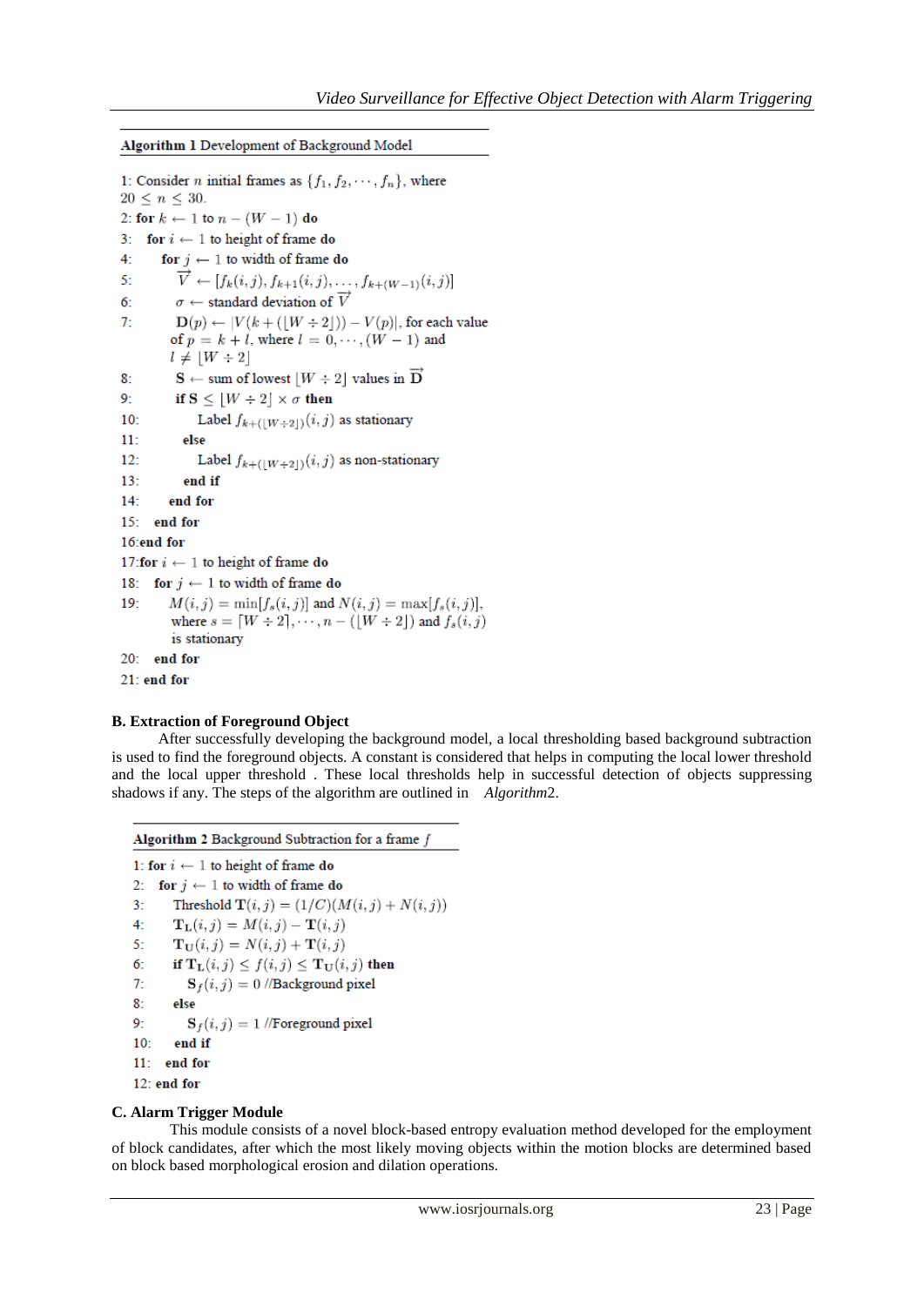**Algorithm 1** Development of Background Model

1: Consider $n$ initial frames as $\{f_1, f_2, \cdots, f_n\}$, where $20 \leq n \leq 30$.
2: **for** $k \leftarrow 1$ to $n - (W - 1)$ **do**
3: **for** $i \leftarrow 1$ to height of frame **do**
4: **for** $j \leftarrow 1$ to width of frame **do**
5: $\overrightarrow{V} \leftarrow [f_k(i,j), f_{k+1}(i,j), \ldots, f_{k+(W-1)}(i,j)]$
6: $\sigma \leftarrow$ standard deviation of $\overrightarrow{V}$
7: $\mathbf{D}(p) \leftarrow |V(k + (\lfloor W \div 2 \rfloor)) - V(p)|$, for each value of $p = k + l$, where $l = 0, \cdots, (W - 1)$ and $l \neq \lfloor W \div 2 \rfloor$
8: $\mathbf{S} \leftarrow$ sum of lowest $\lfloor W \div 2 \rfloor$ values in $\overrightarrow{\mathbf{D}}$
9: **if** $\mathbf{S} \leq \lfloor W \div 2 \rfloor \times \sigma$ **then**
10: Label $f_{k+(\lfloor W \div 2 \rfloor)}(i,j)$ as stationary
11: **else**
12: Label $f_{k+(\lfloor W \div 2 \rfloor)}(i,j)$ as non-stationary
13: **end if**
14: **end for**
15: **end for**
16: **end for**
17: **for** $i \leftarrow 1$ to height of frame **do**
18: **for** $j \leftarrow 1$ to width of frame **do**
19: $M(i,j) = \min[f_s(i,j)]$ and $N(i,j) = \max[f_s(i,j)]$, where $s = \lceil W \div 2 \rceil, \cdots, n - (\lfloor W \div 2 \rfloor)$ and $f_s(i,j)$ is stationary
20: **end for**
21: **end for**

**B. Extraction of Foreground Object**

After successfully developing the background model, a local thresholding based background subtraction is used to find the foreground objects. A constant is considered that helps in computing the local lower threshold and the local upper threshold . These local thresholds help in successful detection of objects suppressing shadows if any. The steps of the algorithm are outlined in *Algorithm*2.

**Algorithm 2** Background Subtraction for a frame $f$

1: **for** $i \leftarrow 1$ to height of frame **do**
2: **for** $j \leftarrow 1$ to width of frame **do**
3: Threshold $\mathbf{T}(i,j) = (1/C)(M(i,j) + N(i,j))$
4: $\mathbf{T_L}(i,j) = M(i,j) - \mathbf{T}(i,j)$
5: $\mathbf{T_U}(i,j) = N(i,j) + \mathbf{T}(i,j)$
6: **if** $\mathbf{T_L}(i,j) \leq f(i,j) \leq \mathbf{T_U}(i,j)$ **then**
7: $\mathbf{S}_f(i,j) = 0$ //Background pixel
8: **else**
9: $\mathbf{S}_f(i,j) = 1$ //Foreground pixel
10: **end if**
11: **end for**
12: **end for**

**C. Alarm Trigger Module**

This module consists of a novel block-based entropy evaluation method developed for the employment of block candidates, after which the most likely moving objects within the motion blocks are determined based on block based morphological erosion and dilation operations.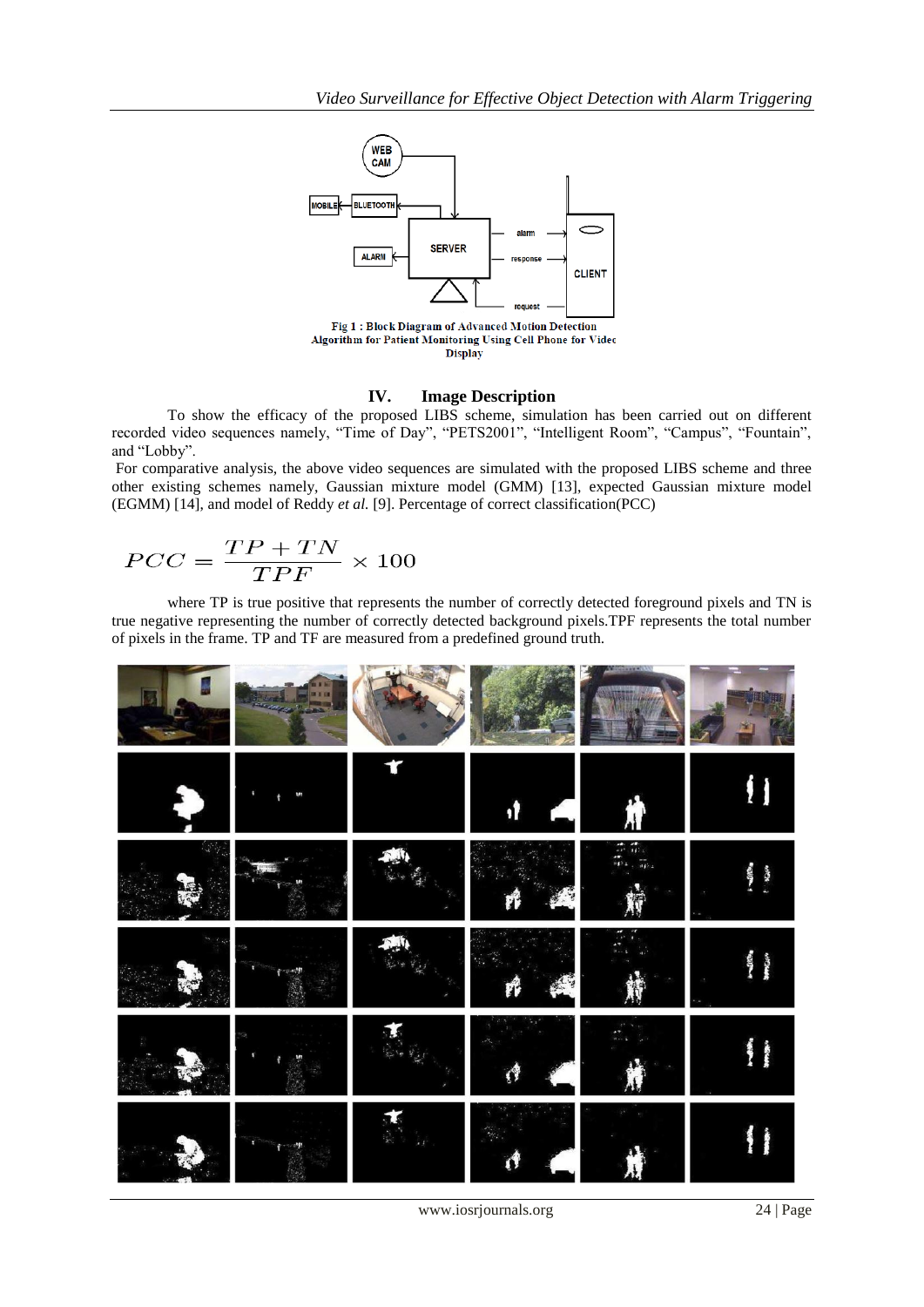Fig 1 : Block Diagram of Advanced Motion Detection Algorithm for Patient Monitoring Using Cell Phone for Video Display

## IV. Image Description

To show the efficacy of the proposed LIBS scheme, simulation has been carried out on different recorded video sequences namely, “Time of Day”, “PETS2001”, “Intelligent Room”, “Campus”, “Fountain”, and “Lobby”.

For comparative analysis, the above video sequences are simulated with the proposed LIBS scheme and three other existing schemes namely, Gaussian mixture model (GMM) [13], expected Gaussian mixture model (EGMM) [14], and model of Reddy *et al.* [9]. Percentage of correct classification(PCC)

$$PCC = \frac{TP + TN}{TPF} \times 100$$

where TP is true positive that represents the number of correctly detected foreground pixels and TN is true negative representing the number of correctly detected background pixels.TPF represents the total number of pixels in the frame. TP and TF are measured from a predefined ground truth.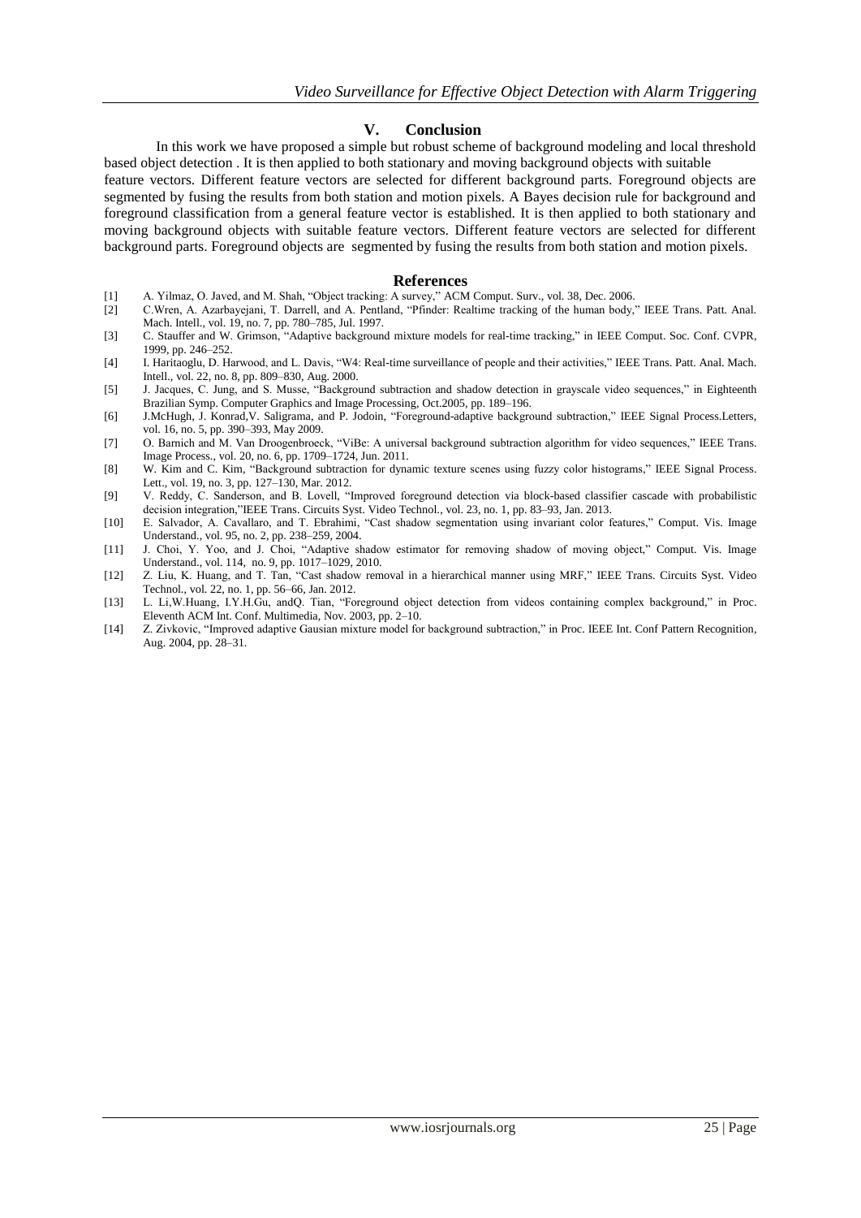## V. Conclusion

In this work we have proposed a simple but robust scheme of background modeling and local threshold based object detection . It is then applied to both stationary and moving background objects with suitable feature vectors. Different feature vectors are selected for different background parts. Foreground objects are segmented by fusing the results from both station and motion pixels. A Bayes decision rule for background and foreground classification from a general feature vector is established. It is then applied to both stationary and moving background objects with suitable feature vectors. Different feature vectors are selected for different background parts. Foreground objects are segmented by fusing the results from both station and motion pixels.

## References

[1] A. Yilmaz, O. Javed, and M. Shah, "Object tracking: A survey," ACM Comput. Surv., vol. 38, Dec. 2006.

[2] C.Wren, A. Azarbayejani, T. Darrell, and A. Pentland, "Pfinder: Realtime tracking of the human body," IEEE Trans. Patt. Anal. Mach. Intell., vol. 19, no. 7, pp. 780–785, Jul. 1997.

[3] C. Stauffer and W. Grimson, "Adaptive background mixture models for real-time tracking," in IEEE Comput. Soc. Conf. CVPR, 1999, pp. 246–252.

[4] I. Haritaoglu, D. Harwood, and L. Davis, "W4: Real-time surveillance of people and their activities," IEEE Trans. Patt. Anal. Mach. Intell., vol. 22, no. 8, pp. 809–830, Aug. 2000.

[5] J. Jacques, C. Jung, and S. Musse, "Background subtraction and shadow detection in grayscale video sequences," in Eighteenth Brazilian Symp. Computer Graphics and Image Processing, Oct.2005, pp. 189–196.

[6] J.McHugh, J. Konrad,V. Saligrama, and P. Jodoin, "Foreground-adaptive background subtraction," IEEE Signal Process.Letters, vol. 16, no. 5, pp. 390–393, May 2009.

[7] O. Barnich and M. Van Droogenbroeck, "ViBe: A universal background subtraction algorithm for video sequences," IEEE Trans. Image Process., vol. 20, no. 6, pp. 1709–1724, Jun. 2011.

[8] W. Kim and C. Kim, "Background subtraction for dynamic texture scenes using fuzzy color histograms," IEEE Signal Process. Lett., vol. 19, no. 3, pp. 127–130, Mar. 2012.

[9] V. Reddy, C. Sanderson, and B. Lovell, "Improved foreground detection via block-based classifier cascade with probabilistic decision integration,"IEEE Trans. Circuits Syst. Video Technol., vol. 23, no. 1, pp. 83–93, Jan. 2013.

[10] E. Salvador, A. Cavallaro, and T. Ebrahimi, "Cast shadow segmentation using invariant color features," Comput. Vis. Image Understand., vol. 95, no. 2, pp. 238–259, 2004.

[11] J. Choi, Y. Yoo, and J. Choi, "Adaptive shadow estimator for removing shadow of moving object," Comput. Vis. Image Understand., vol. 114, no. 9, pp. 1017–1029, 2010.

[12] Z. Liu, K. Huang, and T. Tan, "Cast shadow removal in a hierarchical manner using MRF," IEEE Trans. Circuits Syst. Video Technol., vol. 22, no. 1, pp. 56–66, Jan. 2012.

[13] L. Li,W.Huang, I.Y.H.Gu, andQ. Tian, "Foreground object detection from videos containing complex background," in Proc. Eleventh ACM Int. Conf. Multimedia, Nov. 2003, pp. 2–10.

[14] Z. Zivkovic, "Improved adaptive Gausian mixture model for background subtraction," in Proc. IEEE Int. Conf Pattern Recognition, Aug. 2004, pp. 28–31.